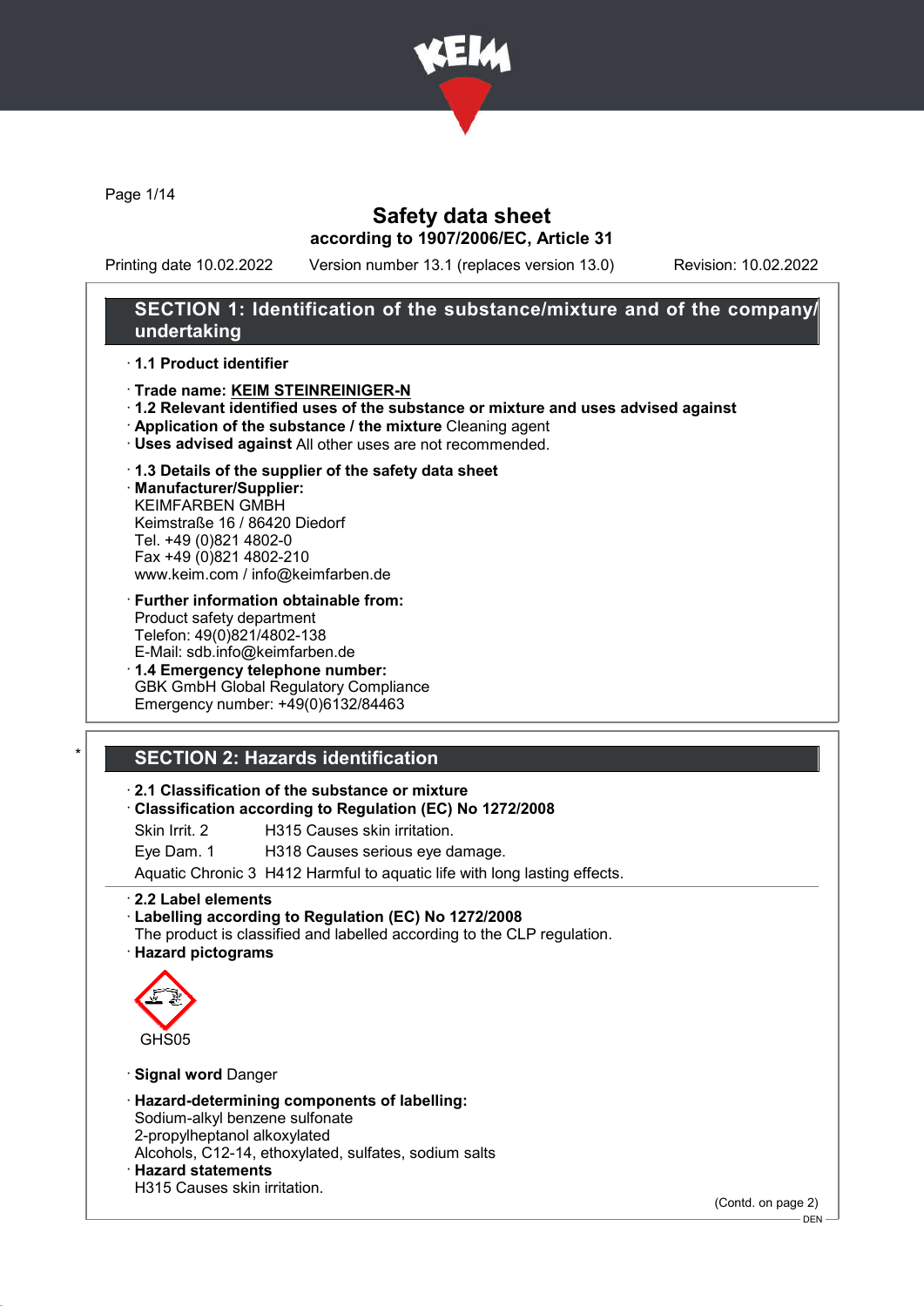# Safety data sheet

**according to 1907/2006/EC, Article 31**

Printing date 10.02.2022 Version number 13.1 (replaces version 13.0) Revision: 10.02.2022

## SECTION 1: Identification of the substance/mixture and of the company/undertaking

· **1.1 Product identifier**

· **Trade name: KEIM STEINREINIGER-N**

· **1.2 Relevant identified uses of the substance or mixture and uses advised against**

· **Application of the substance / the mixture** Cleaning agent

· **Uses advised against** All other uses are not recommended.

· **1.3 Details of the supplier of the safety data sheet**

· **Manufacturer/Supplier:**
KEIMFARBEN GMBH
Keimstraße 16 / 86420 Diedorf
Tel. +49 (0)821 4802-0
Fax +49 (0)821 4802-210
www.keim.com / info@keimfarben.de

· **Further information obtainable from:**
Product safety department
Telefon: 49(0)821/4802-138
E-Mail: sdb.info@keimfarben.de

· **1.4 Emergency telephone number:**
GBK GmbH Global Regulatory Compliance
Emergency number: +49(0)6132/84463

## * SECTION 2: Hazards identification

· **2.1 Classification of the substance or mixture**

· **Classification according to Regulation (EC) No 1272/2008**

| | |
|---|---|
| Skin Irrit. 2 | H315 Causes skin irritation. |
| Eye Dam. 1 | H318 Causes serious eye damage. |
| Aquatic Chronic 3 | H412 Harmful to aquatic life with long lasting effects. |

· **2.2 Label elements**

· **Labelling according to Regulation (EC) No 1272/2008**
The product is classified and labelled according to the CLP regulation.

· **Hazard pictograms**

GHS05

· **Signal word** Danger

· **Hazard-determining components of labelling:**
Sodium-alkyl benzene sulfonate
2-propylheptanol alkoxylated
Alcohols, C12-14, ethoxylated, sulfates, sodium salts

· **Hazard statements**
H315 Causes skin irritation.

(Contd. on page 2)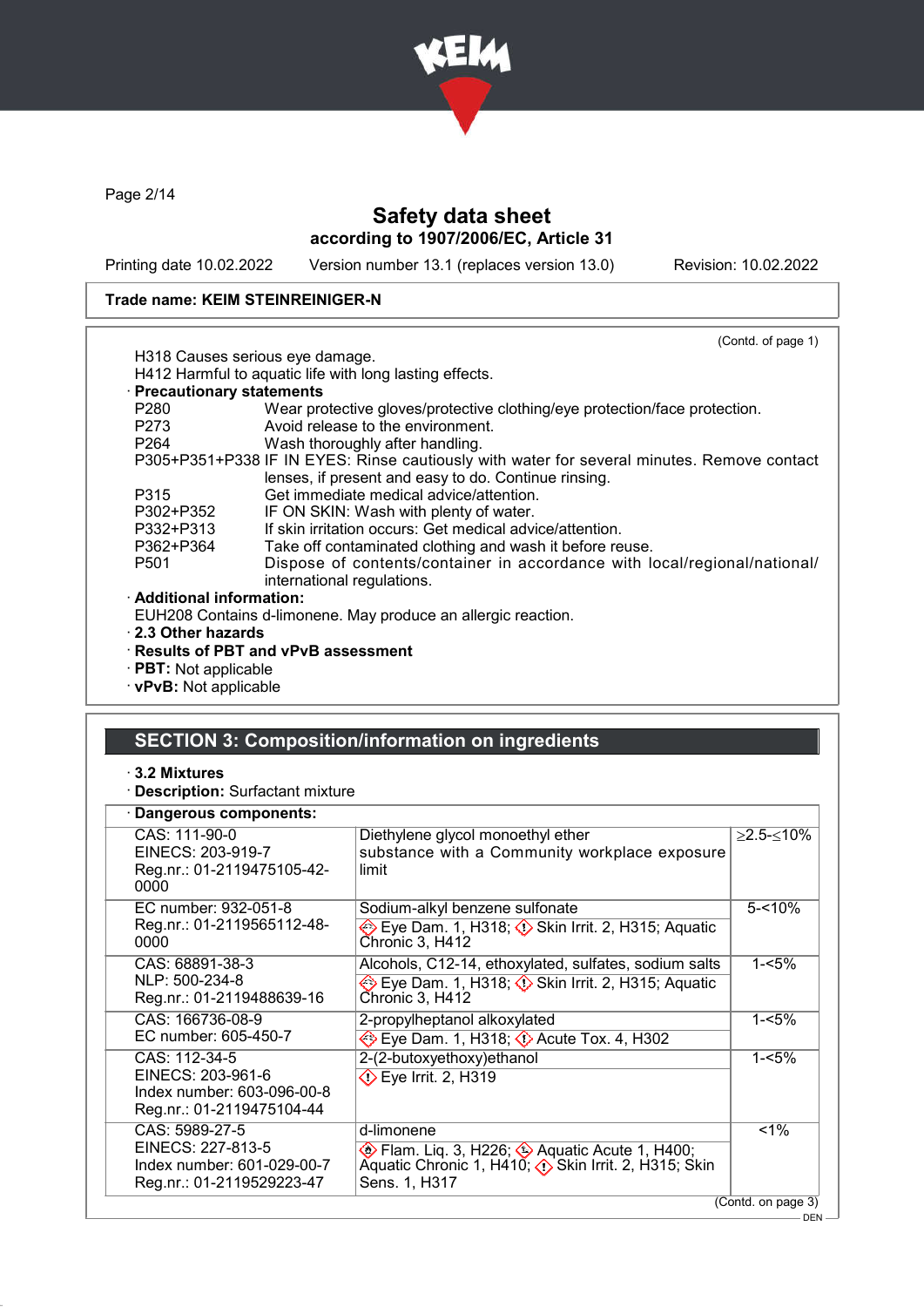Trade name: KEIM STEINREINIGER-N

(Contd. of page 1)

H318 Causes serious eye damage.
H412 Harmful to aquatic life with long lasting effects.

· **Precautionary statements**

P280 Wear protective gloves/protective clothing/eye protection/face protection.
P273 Avoid release to the environment.
P264 Wash thoroughly after handling.
P305+P351+P338 IF IN EYES: Rinse cautiously with water for several minutes. Remove contact lenses, if present and easy to do. Continue rinsing.
P315 Get immediate medical advice/attention.
P302+P352 IF ON SKIN: Wash with plenty of water.
P332+P313 If skin irritation occurs: Get medical advice/attention.
P362+P364 Take off contaminated clothing and wash it before reuse.
P501 Dispose of contents/container in accordance with local/regional/national/international regulations.

· **Additional information:**

EUH208 Contains d-limonene. May produce an allergic reaction.

· **2.3 Other hazards**

· **Results of PBT and vPvB assessment**

· **PBT:** Not applicable

· **vPvB:** Not applicable

## SECTION 3: Composition/information on ingredients

· **3.2 Mixtures**

· **Description:** Surfactant mixture

· **Dangerous components:**

| Identifiers | Name / Classification | Concentration |
|---|---|---|
| CAS: 111-90-0<br>EINECS: 203-919-7<br>Reg.nr.: 01-2119475105-42-0000 | Diethylene glycol monoethyl ether<br>substance with a Community workplace exposure limit | ≥2.5-≤10% |
| EC number: 932-051-8<br>Reg.nr.: 01-2119565112-48-0000 | Sodium-alkyl benzene sulfonate<br>Eye Dam. 1, H318; Skin Irrit. 2, H315; Aquatic Chronic 3, H412 | 5-<10% |
| CAS: 68891-38-3<br>NLP: 500-234-8<br>Reg.nr.: 01-2119488639-16 | Alcohols, C12-14, ethoxylated, sulfates, sodium salts<br>Eye Dam. 1, H318; Skin Irrit. 2, H315; Aquatic Chronic 3, H412 | 1-<5% |
| CAS: 166736-08-9<br>EC number: 605-450-7 | 2-propylheptanol alkoxylated<br>Eye Dam. 1, H318; Acute Tox. 4, H302 | 1-<5% |
| CAS: 112-34-5<br>EINECS: 203-961-6<br>Index number: 603-096-00-8<br>Reg.nr.: 01-2119475104-44 | 2-(2-butoxyethoxy)ethanol<br>Eye Irrit. 2, H319 | 1-<5% |
| CAS: 5989-27-5<br>EINECS: 227-813-5<br>Index number: 601-029-00-7<br>Reg.nr.: 01-2119529223-47 | d-limonene<br>Flam. Liq. 3, H226; Aquatic Acute 1, H400; Aquatic Chronic 1, H410; Skin Irrit. 2, H315; Skin Sens. 1, H317 | <1% |

(Contd. on page 3)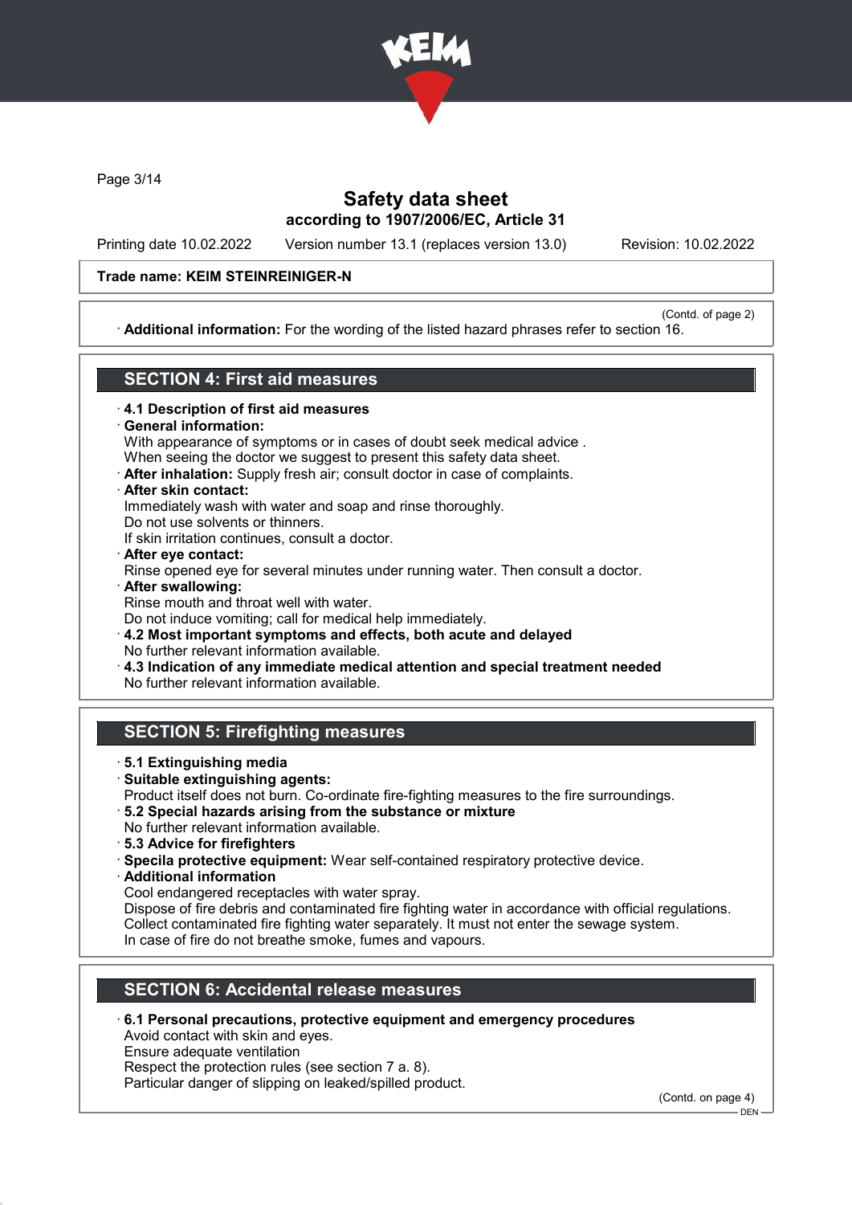Trade name: KEIM STEINREINIGER-N

(Contd. of page 2)

· **Additional information:** For the wording of the listed hazard phrases refer to section 16.

## SECTION 4: First aid measures

· **4.1 Description of first aid measures**
· **General information:**
With appearance of symptoms or in cases of doubt seek medical advice .
When seeing the doctor we suggest to present this safety data sheet.
· **After inhalation:** Supply fresh air; consult doctor in case of complaints.
· **After skin contact:**
Immediately wash with water and soap and rinse thoroughly.
Do not use solvents or thinners.
If skin irritation continues, consult a doctor.
· **After eye contact:**
Rinse opened eye for several minutes under running water. Then consult a doctor.
· **After swallowing:**
Rinse mouth and throat well with water.
Do not induce vomiting; call for medical help immediately.
· **4.2 Most important symptoms and effects, both acute and delayed**
No further relevant information available.
· **4.3 Indication of any immediate medical attention and special treatment needed**
No further relevant information available.

## SECTION 5: Firefighting measures

· **5.1 Extinguishing media**
· **Suitable extinguishing agents:**
Product itself does not burn. Co-ordinate fire-fighting measures to the fire surroundings.
· **5.2 Special hazards arising from the substance or mixture**
No further relevant information available.
· **5.3 Advice for firefighters**
· **Specila protective equipment:** Wear self-contained respiratory protective device.
· **Additional information**
Cool endangered receptacles with water spray.
Dispose of fire debris and contaminated fire fighting water in accordance with official regulations.
Collect contaminated fire fighting water separately. It must not enter the sewage system.
In case of fire do not breathe smoke, fumes and vapours.

## SECTION 6: Accidental release measures

· **6.1 Personal precautions, protective equipment and emergency procedures**
Avoid contact with skin and eyes.
Ensure adequate ventilation
Respect the protection rules (see section 7 a. 8).
Particular danger of slipping on leaked/spilled product.

(Contd. on page 4)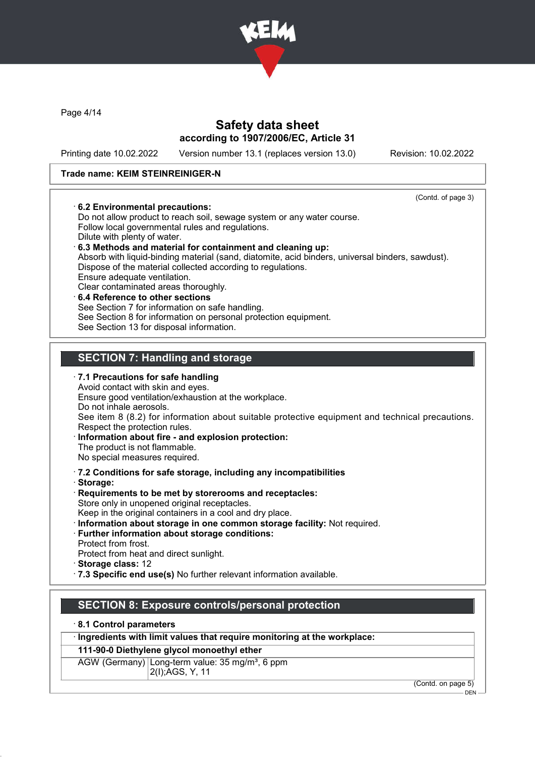Trade name: KEIM STEINREINIGER-N

(Contd. of page 3)

· **6.2 Environmental precautions:**
Do not allow product to reach soil, sewage system or any water course.
Follow local governmental rules and regulations.
Dilute with plenty of water.

· **6.3 Methods and material for containment and cleaning up:**
Absorb with liquid-binding material (sand, diatomite, acid binders, universal binders, sawdust).
Dispose of the material collected according to regulations.
Ensure adequate ventilation.
Clear contaminated areas thoroughly.

· **6.4 Reference to other sections**
See Section 7 for information on safe handling.
See Section 8 for information on personal protection equipment.
See Section 13 for disposal information.

## SECTION 7: Handling and storage

· **7.1 Precautions for safe handling**
Avoid contact with skin and eyes.
Ensure good ventilation/exhaustion at the workplace.
Do not inhale aerosols.
See item 8 (8.2) for information about suitable protective equipment and technical precautions.
Respect the protection rules.

· **Information about fire - and explosion protection:**
The product is not flammable.
No special measures required.

· **7.2 Conditions for safe storage, including any incompatibilities**

· **Storage:**

· **Requirements to be met by storerooms and receptacles:**
Store only in unopened original receptacles.
Keep in the original containers in a cool and dry place.

· **Information about storage in one common storage facility:** Not required.

· **Further information about storage conditions:**
Protect from frost.
Protect from heat and direct sunlight.

· **Storage class:** 12

· **7.3 Specific end use(s)** No further relevant information available.

## SECTION 8: Exposure controls/personal protection

· **8.1 Control parameters**

| · Ingredients with limit values that require monitoring at the workplace: | |
|---|---|
| **111-90-0 Diethylene glycol monoethyl ether** | |
| AGW (Germany) | Long-term value: 35 mg/m³, 6 ppm<br>2(I);AGS, Y, 11 |

(Contd. on page 5)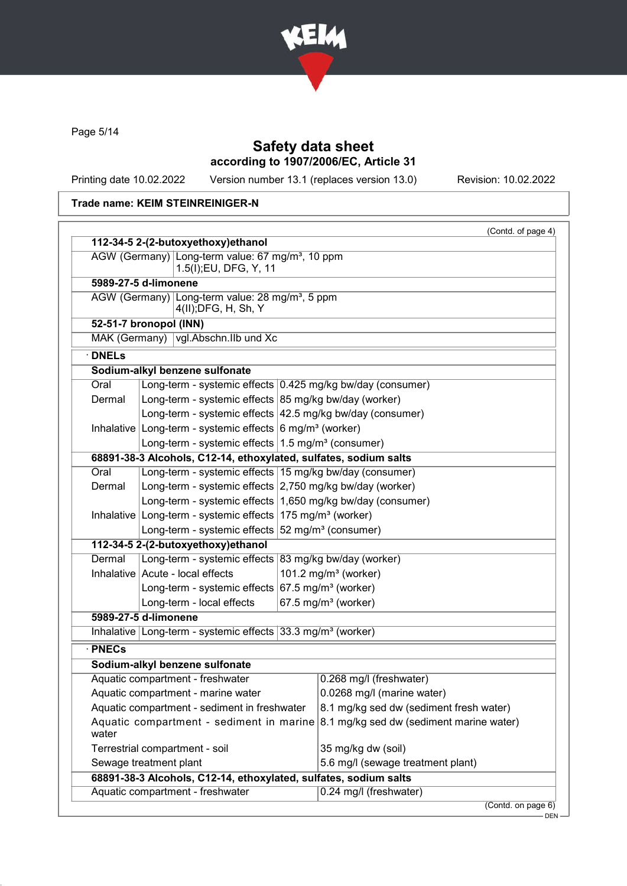# Safety data sheet
## according to 1907/2006/EC, Article 31

Printing date 10.02.2022 | Version number 13.1 (replaces version 13.0) | Revision: 10.02.2022

**Trade name: KEIM STEINREINIGER-N**

(Contd. of page 4)

| **112-34-5 2-(2-butoxyethoxy)ethanol** | |
|---|---|
| AGW (Germany) | Long-term value: 67 mg/m³, 10 ppm<br>1.5(I);EU, DFG, Y, 11 |
| **5989-27-5 d-limonene** | |
| AGW (Germany) | Long-term value: 28 mg/m³, 5 ppm<br>4(II);DFG, H, Sh, Y |
| **52-51-7 bronopol (INN)** | |
| MAK (Germany) | vgl.Abschn.IIb und Xc |

· **DNELs**

| **Sodium-alkyl benzene sulfonate** | | |
|---|---|---|
| Oral | Long-term - systemic effects | 0.425 mg/kg bw/day (consumer) |
| Dermal | Long-term - systemic effects | 85 mg/kg bw/day (worker) |
| | Long-term - systemic effects | 42.5 mg/kg bw/day (consumer) |
| Inhalative | Long-term - systemic effects | 6 mg/m³ (worker) |
| | Long-term - systemic effects | 1.5 mg/m³ (consumer) |
| **68891-38-3 Alcohols, C12-14, ethoxylated, sulfates, sodium salts** | | |
| Oral | Long-term - systemic effects | 15 mg/kg bw/day (consumer) |
| Dermal | Long-term - systemic effects | 2,750 mg/kg bw/day (worker) |
| | Long-term - systemic effects | 1,650 mg/kg bw/day (consumer) |
| Inhalative | Long-term - systemic effects | 175 mg/m³ (worker) |
| | Long-term - systemic effects | 52 mg/m³ (consumer) |
| **112-34-5 2-(2-butoxyethoxy)ethanol** | | |
| Dermal | Long-term - systemic effects | 83 mg/kg bw/day (worker) |
| Inhalative | Acute - local effects | 101.2 mg/m³ (worker) |
| | Long-term - systemic effects | 67.5 mg/m³ (worker) |
| | Long-term - local effects | 67.5 mg/m³ (worker) |
| **5989-27-5 d-limonene** | | |
| Inhalative | Long-term - systemic effects | 33.3 mg/m³ (worker) |

· **PNECs**

| **Sodium-alkyl benzene sulfonate** | |
|---|---|
| Aquatic compartment - freshwater | 0.268 mg/l (freshwater) |
| Aquatic compartment - marine water | 0.0268 mg/l (marine water) |
| Aquatic compartment - sediment in freshwater | 8.1 mg/kg sed dw (sediment fresh water) |
| Aquatic compartment - sediment in marine water | 8.1 mg/kg sed dw (sediment marine water) |
| Terrestrial compartment - soil | 35 mg/kg dw (soil) |
| Sewage treatment plant | 5.6 mg/l (sewage treatment plant) |
| **68891-38-3 Alcohols, C12-14, ethoxylated, sulfates, sodium salts** | |
| Aquatic compartment - freshwater | 0.24 mg/l (freshwater) |

(Contd. on page 6)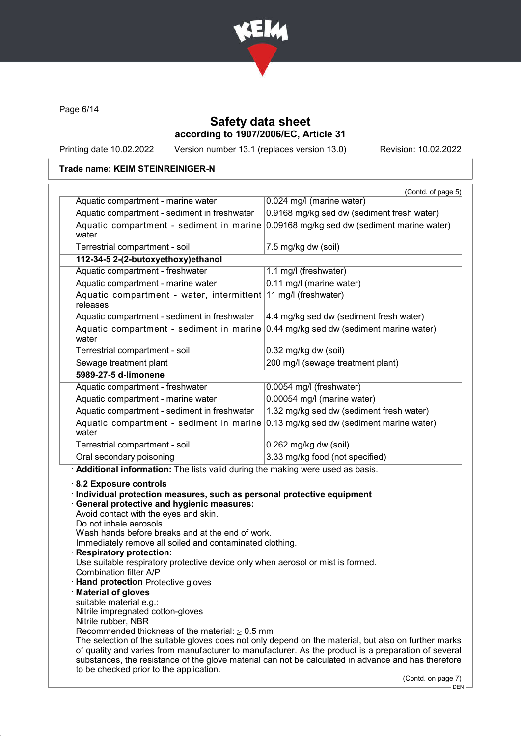Trade name: KEIM STEINREINIGER-N

(Contd. of page 5)

| | |
|---|---|
| Aquatic compartment - marine water | 0.024 mg/l (marine water) |
| Aquatic compartment - sediment in freshwater | 0.9168 mg/kg sed dw (sediment fresh water) |
| Aquatic compartment - sediment in marine water | 0.09168 mg/kg sed dw (sediment marine water) |
| Terrestrial compartment - soil | 7.5 mg/kg dw (soil) |
| **112-34-5 2-(2-butoxyethoxy)ethanol** | |
| Aquatic compartment - freshwater | 1.1 mg/l (freshwater) |
| Aquatic compartment - marine water | 0.11 mg/l (marine water) |
| Aquatic compartment - water, intermittent releases | 11 mg/l (freshwater) |
| Aquatic compartment - sediment in freshwater | 4.4 mg/kg sed dw (sediment fresh water) |
| Aquatic compartment - sediment in marine water | 0.44 mg/kg sed dw (sediment marine water) |
| Terrestrial compartment - soil | 0.32 mg/kg dw (soil) |
| Sewage treatment plant | 200 mg/l (sewage treatment plant) |
| **5989-27-5 d-limonene** | |
| Aquatic compartment - freshwater | 0.0054 mg/l (freshwater) |
| Aquatic compartment - marine water | 0.00054 mg/l (marine water) |
| Aquatic compartment - sediment in freshwater | 1.32 mg/kg sed dw (sediment fresh water) |
| Aquatic compartment - sediment in marine water | 0.13 mg/kg sed dw (sediment marine water) |
| Terrestrial compartment - soil | 0.262 mg/kg dw (soil) |
| Oral secondary poisoning | 3.33 mg/kg food (not specified) |

· **Additional information:** The lists valid during the making were used as basis.

· **8.2 Exposure controls**

· **Individual protection measures, such as personal protective equipment**

· **General protective and hygienic measures:**
Avoid contact with the eyes and skin.
Do not inhale aerosols.
Wash hands before breaks and at the end of work.
Immediately remove all soiled and contaminated clothing.

· **Respiratory protection:**
Use suitable respiratory protective device only when aerosol or mist is formed.
Combination filter A/P

· **Hand protection** Protective gloves

· **Material of gloves**
suitable material e.g.:
Nitrile impregnated cotton-gloves
Nitrile rubber, NBR
Recommended thickness of the material: $\geq$ 0.5 mm
The selection of the suitable gloves does not only depend on the material, but also on further marks of quality and varies from manufacturer to manufacturer. As the product is a preparation of several substances, the resistance of the glove material can not be calculated in advance and has therefore to be checked prior to the application.

(Contd. on page 7)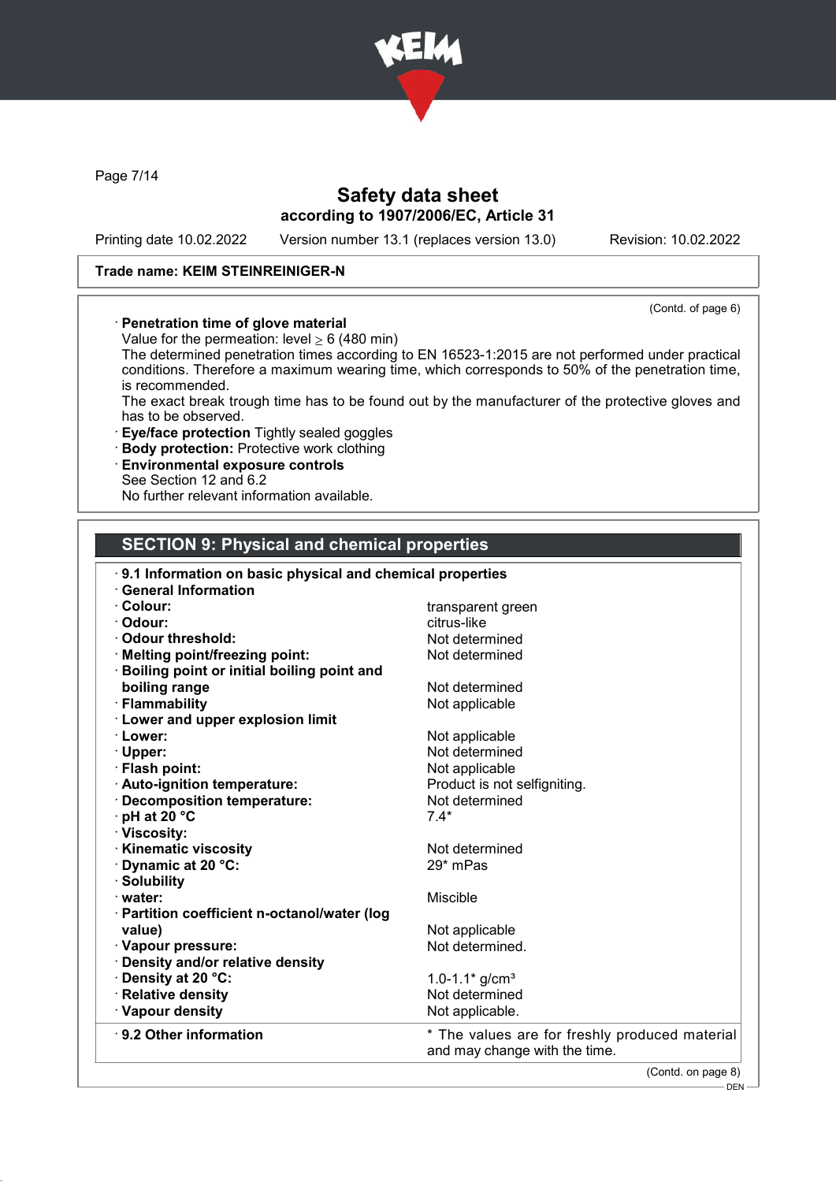Page 7/14

# Safety data sheet
## according to 1907/2006/EC, Article 31

Printing date 10.02.2022 Version number 13.1 (replaces version 13.0) Revision: 10.02.2022

**Trade name: KEIM STEINREINIGER-N**

(Contd. of page 6)

· **Penetration time of glove material**
Value for the permeation: level ≥ 6 (480 min)
The determined penetration times according to EN 16523-1:2015 are not performed under practical conditions. Therefore a maximum wearing time, which corresponds to 50% of the penetration time, is recommended.
The exact break trough time has to be found out by the manufacturer of the protective gloves and has to be observed.
· **Eye/face protection** Tightly sealed goggles
· **Body protection:** Protective work clothing
· **Environmental exposure controls**
See Section 12 and 6.2
No further relevant information available.

## SECTION 9: Physical and chemical properties

· **9.1 Information on basic physical and chemical properties**
· **General Information**

| | |
|---|---|
| · **Colour:** | transparent green |
| · **Odour:** | citrus-like |
| · **Odour threshold:** | Not determined |
| · **Melting point/freezing point:** | Not determined |
| · **Boiling point or initial boiling point and boiling range** | Not determined |
| · **Flammability** | Not applicable |
| · **Lower and upper explosion limit** | |
| · **Lower:** | Not applicable |
| · **Upper:** | Not determined |
| · **Flash point:** | Not applicable |
| · **Auto-ignition temperature:** | Product is not selfigniting. |
| · **Decomposition temperature:** | Not determined |
| · **pH at 20 °C** | 7.4* |
| · **Viscosity:** | |
| · **Kinematic viscosity** | Not determined |
| · **Dynamic at 20 °C:** | 29* mPas |
| · **Solubility** | |
| · **water:** | Miscible |
| · **Partition coefficient n-octanol/water (log value)** | Not applicable |
| · **Vapour pressure:** | Not determined. |
| · **Density and/or relative density** | |
| · **Density at 20 °C:** | 1.0-1.1* g/cm³ |
| · **Relative density** | Not determined |
| · **Vapour density** | Not applicable. |
| · **9.2 Other information** | * The values are for freshly produced material and may change with the time. |

(Contd. on page 8)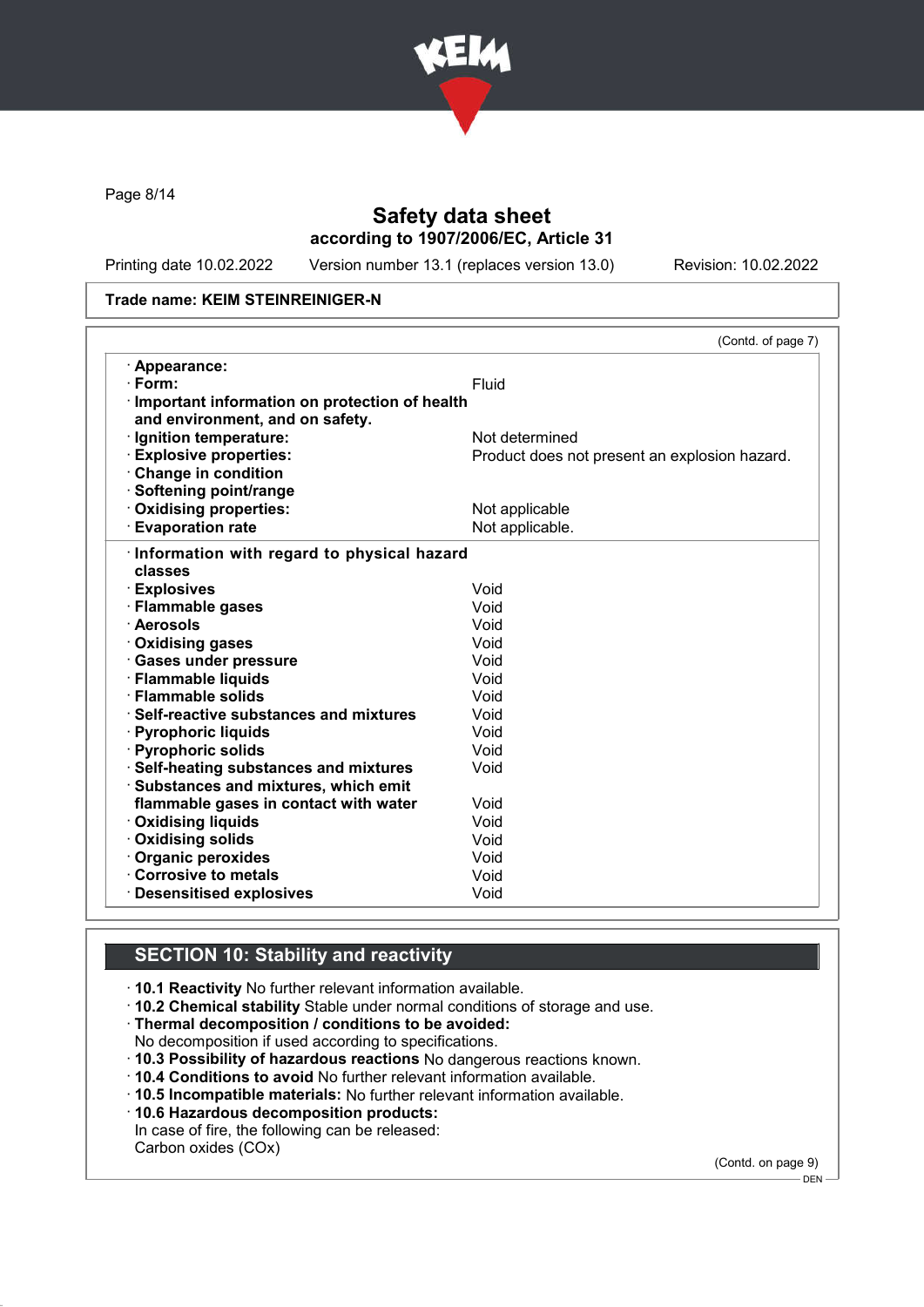Safety data sheet
according to 1907/2006/EC, Article 31

Printing date 10.02.2022 Version number 13.1 (replaces version 13.0) Revision: 10.02.2022

**Trade name: KEIM STEINREINIGER-N**

(Contd. of page 7)

| | |
|---|---|
| · **Appearance:** | |
| · **Form:** | Fluid |
| · **Important information on protection of health and environment, and on safety.** | |
| · **Ignition temperature:** | Not determined |
| · **Explosive properties:** | Product does not present an explosion hazard. |
| · **Change in condition** | |
| · **Softening point/range** | |
| · **Oxidising properties:** | Not applicable |
| · **Evaporation rate** | Not applicable. |

| | |
|---|---|
| · **Information with regard to physical hazard classes** | |
| · **Explosives** | Void |
| · **Flammable gases** | Void |
| · **Aerosols** | Void |
| · **Oxidising gases** | Void |
| · **Gases under pressure** | Void |
| · **Flammable liquids** | Void |
| · **Flammable solids** | Void |
| · **Self-reactive substances and mixtures** | Void |
| · **Pyrophoric liquids** | Void |
| · **Pyrophoric solids** | Void |
| · **Self-heating substances and mixtures** | Void |
| · **Substances and mixtures, which emit flammable gases in contact with water** | Void |
| · **Oxidising liquids** | Void |
| · **Oxidising solids** | Void |
| · **Organic peroxides** | Void |
| · **Corrosive to metals** | Void |
| · **Desensitised explosives** | Void |

## SECTION 10: Stability and reactivity

· **10.1 Reactivity** No further relevant information available.
· **10.2 Chemical stability** Stable under normal conditions of storage and use.
· **Thermal decomposition / conditions to be avoided:**
No decomposition if used according to specifications.
· **10.3 Possibility of hazardous reactions** No dangerous reactions known.
· **10.4 Conditions to avoid** No further relevant information available.
· **10.5 Incompatible materials:** No further relevant information available.
· **10.6 Hazardous decomposition products:**
In case of fire, the following can be released:
Carbon oxides (COx)

(Contd. on page 9)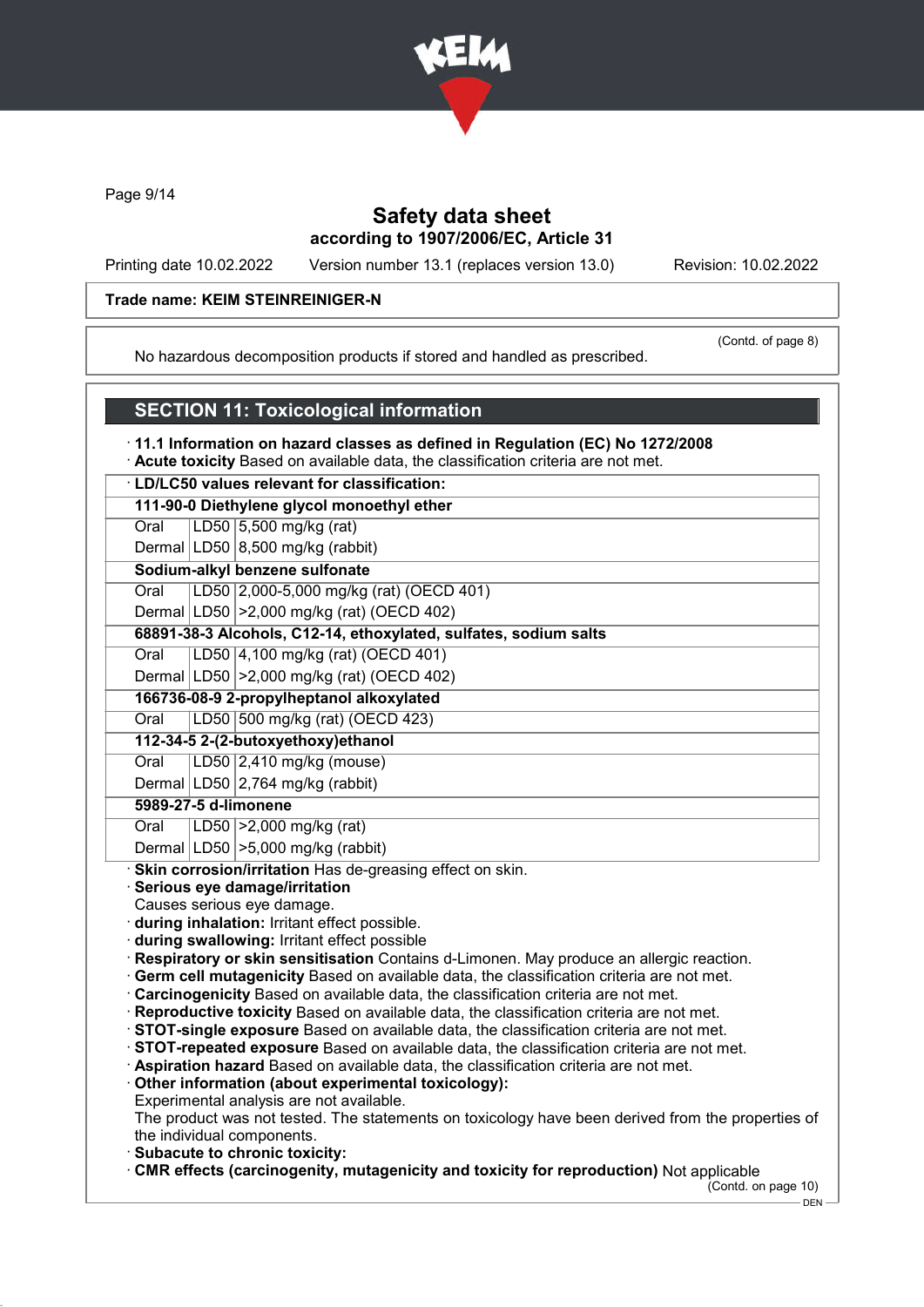Trade name: KEIM STEINREINIGER-N

(Contd. of page 8)

No hazardous decomposition products if stored and handled as prescribed.

## SECTION 11: Toxicological information

· **11.1 Information on hazard classes as defined in Regulation (EC) No 1272/2008**
· **Acute toxicity** Based on available data, the classification criteria are not met.

| · LD/LC50 values relevant for classification: | | |
|---|---|---|
| **111-90-0 Diethylene glycol monoethyl ether** | | |
| Oral | LD50 | 5,500 mg/kg (rat) |
| Dermal | LD50 | 8,500 mg/kg (rabbit) |
| **Sodium-alkyl benzene sulfonate** | | |
| Oral | LD50 | 2,000-5,000 mg/kg (rat) (OECD 401) |
| Dermal | LD50 | >2,000 mg/kg (rat) (OECD 402) |
| **68891-38-3 Alcohols, C12-14, ethoxylated, sulfates, sodium salts** | | |
| Oral | LD50 | 4,100 mg/kg (rat) (OECD 401) |
| Dermal | LD50 | >2,000 mg/kg (rat) (OECD 402) |
| **166736-08-9 2-propylheptanol alkoxylated** | | |
| Oral | LD50 | 500 mg/kg (rat) (OECD 423) |
| **112-34-5 2-(2-butoxyethoxy)ethanol** | | |
| Oral | LD50 | 2,410 mg/kg (mouse) |
| Dermal | LD50 | 2,764 mg/kg (rabbit) |
| **5989-27-5 d-limonene** | | |
| Oral | LD50 | >2,000 mg/kg (rat) |
| Dermal | LD50 | >5,000 mg/kg (rabbit) |

· **Skin corrosion/irritation** Has de-greasing effect on skin.
· **Serious eye damage/irritation**
Causes serious eye damage.
· **during inhalation:** Irritant effect possible.
· **during swallowing:** Irritant effect possible
· **Respiratory or skin sensitisation** Contains d-Limonen. May produce an allergic reaction.
· **Germ cell mutagenicity** Based on available data, the classification criteria are not met.
· **Carcinogenicity** Based on available data, the classification criteria are not met.
· **Reproductive toxicity** Based on available data, the classification criteria are not met.
· **STOT-single exposure** Based on available data, the classification criteria are not met.
· **STOT-repeated exposure** Based on available data, the classification criteria are not met.
· **Aspiration hazard** Based on available data, the classification criteria are not met.
· **Other information (about experimental toxicology):**
Experimental analysis are not available.
The product was not tested. The statements on toxicology have been derived from the properties of the individual components.
· **Subacute to chronic toxicity:**
· **CMR effects (carcinogenity, mutagenicity and toxicity for reproduction)** Not applicable

(Contd. on page 10)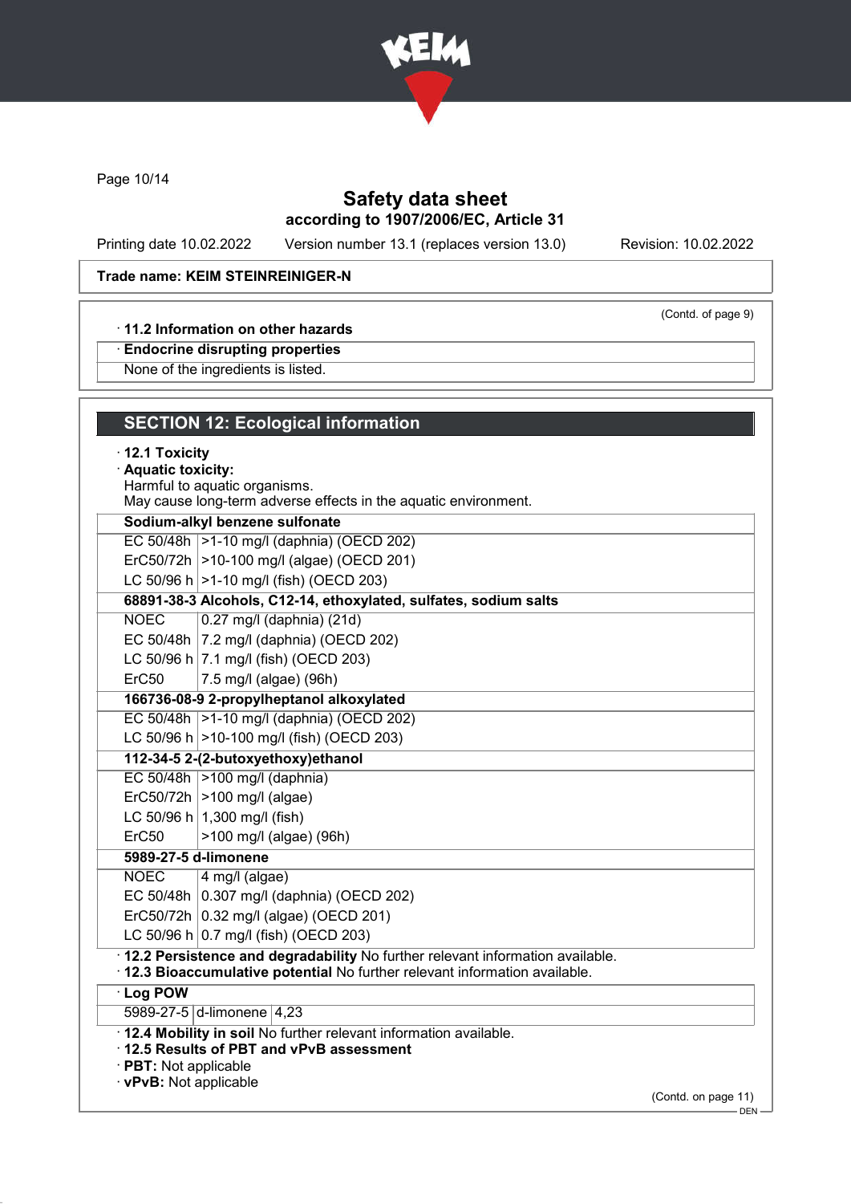Safety data sheet
according to 1907/2006/EC, Article 31

Printing date 10.02.2022 Version number 13.1 (replaces version 13.0) Revision: 10.02.2022

**Trade name: KEIM STEINREINIGER-N**

(Contd. of page 9)

· **11.2 Information on other hazards**

· **Endocrine disrupting properties**

None of the ingredients is listed.

## SECTION 12: Ecological information

· **12.1 Toxicity**

· **Aquatic toxicity:**

Harmful to aquatic organisms.
May cause long-term adverse effects in the aquatic environment.

| **Sodium-alkyl benzene sulfonate** | |
|---|---|
| EC 50/48h | >1-10 mg/l (daphnia) (OECD 202) |
| ErC50/72h | >10-100 mg/l (algae) (OECD 201) |
| LC 50/96 h | >1-10 mg/l (fish) (OECD 203) |
| **68891-38-3 Alcohols, C12-14, ethoxylated, sulfates, sodium salts** | |
| NOEC | 0.27 mg/l (daphnia) (21d) |
| EC 50/48h | 7.2 mg/l (daphnia) (OECD 202) |
| LC 50/96 h | 7.1 mg/l (fish) (OECD 203) |
| ErC50 | 7.5 mg/l (algae) (96h) |
| **166736-08-9 2-propylheptanol alkoxylated** | |
| EC 50/48h | >1-10 mg/l (daphnia) (OECD 202) |
| LC 50/96 h | >10-100 mg/l (fish) (OECD 203) |
| **112-34-5 2-(2-butoxyethoxy)ethanol** | |
| EC 50/48h | >100 mg/l (daphnia) |
| ErC50/72h | >100 mg/l (algae) |
| LC 50/96 h | 1,300 mg/l (fish) |
| ErC50 | >100 mg/l (algae) (96h) |
| **5989-27-5 d-limonene** | |
| NOEC | 4 mg/l (algae) |
| EC 50/48h | 0.307 mg/l (daphnia) (OECD 202) |
| ErC50/72h | 0.32 mg/l (algae) (OECD 201) |
| LC 50/96 h | 0.7 mg/l (fish) (OECD 203) |

· **12.2 Persistence and degradability** No further relevant information available.

· **12.3 Bioaccumulative potential** No further relevant information available.

| · **Log POW** | | |
|---|---|---|
| 5989-27-5 | d-limonene | 4,23 |

· **12.4 Mobility in soil** No further relevant information available.

· **12.5 Results of PBT and vPvB assessment**

· **PBT:** Not applicable

· **vPvB:** Not applicable

(Contd. on page 11)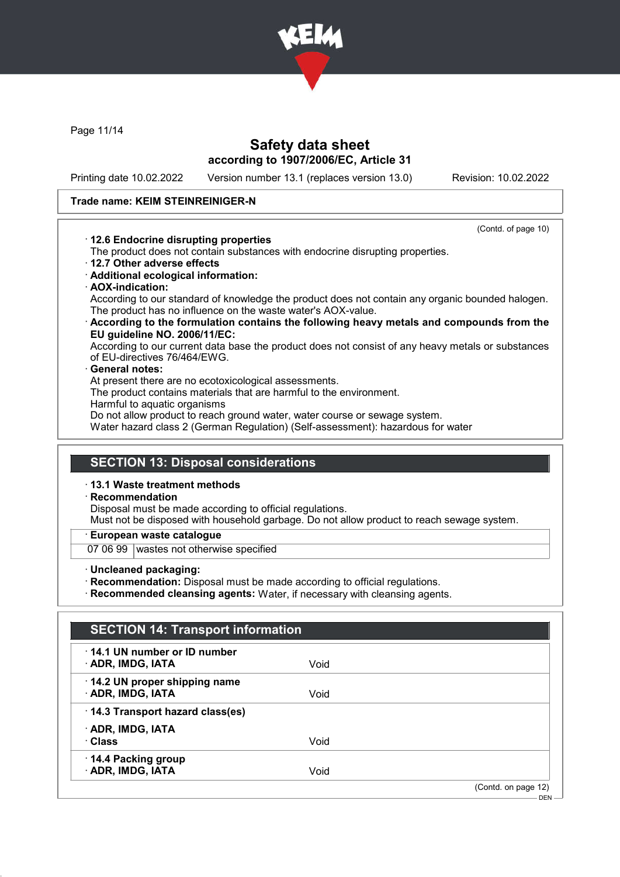Trade name: KEIM STEINREINIGER-N

(Contd. of page 10)

· **12.6 Endocrine disrupting properties**
The product does not contain substances with endocrine disrupting properties.
· **12.7 Other adverse effects**
· **Additional ecological information:**
· **AOX-indication:**
According to our standard of knowledge the product does not contain any organic bounded halogen. The product has no influence on the waste water's AOX-value.
· **According to the formulation contains the following heavy metals and compounds from the EU guideline NO. 2006/11/EC:**
According to our current data base the product does not consist of any heavy metals or substances of EU-directives 76/464/EWG.
· **General notes:**
At present there are no ecotoxicological assessments.
The product contains materials that are harmful to the environment.
Harmful to aquatic organisms
Do not allow product to reach ground water, water course or sewage system.
Water hazard class 2 (German Regulation) (Self-assessment): hazardous for water

## SECTION 13: Disposal considerations

· **13.1 Waste treatment methods**
· **Recommendation**
Disposal must be made according to official regulations.
Must not be disposed with household garbage. Do not allow product to reach sewage system.

| · European waste catalogue | |
|---|---|
| 07 06 99 | wastes not otherwise specified |

· **Uncleaned packaging:**
· **Recommendation:** Disposal must be made according to official regulations.
· **Recommended cleansing agents:** Water, if necessary with cleansing agents.

## SECTION 14: Transport information

| | |
|---|---|
| · **14.1 UN number or ID number** | |
| · **ADR, IMDG, IATA** | Void |
| · **14.2 UN proper shipping name** | |
| · **ADR, IMDG, IATA** | Void |
| · **14.3 Transport hazard class(es)** | |
| · **ADR, IMDG, IATA** | |
| · **Class** | Void |
| · **14.4 Packing group** | |
| · **ADR, IMDG, IATA** | Void |

(Contd. on page 12)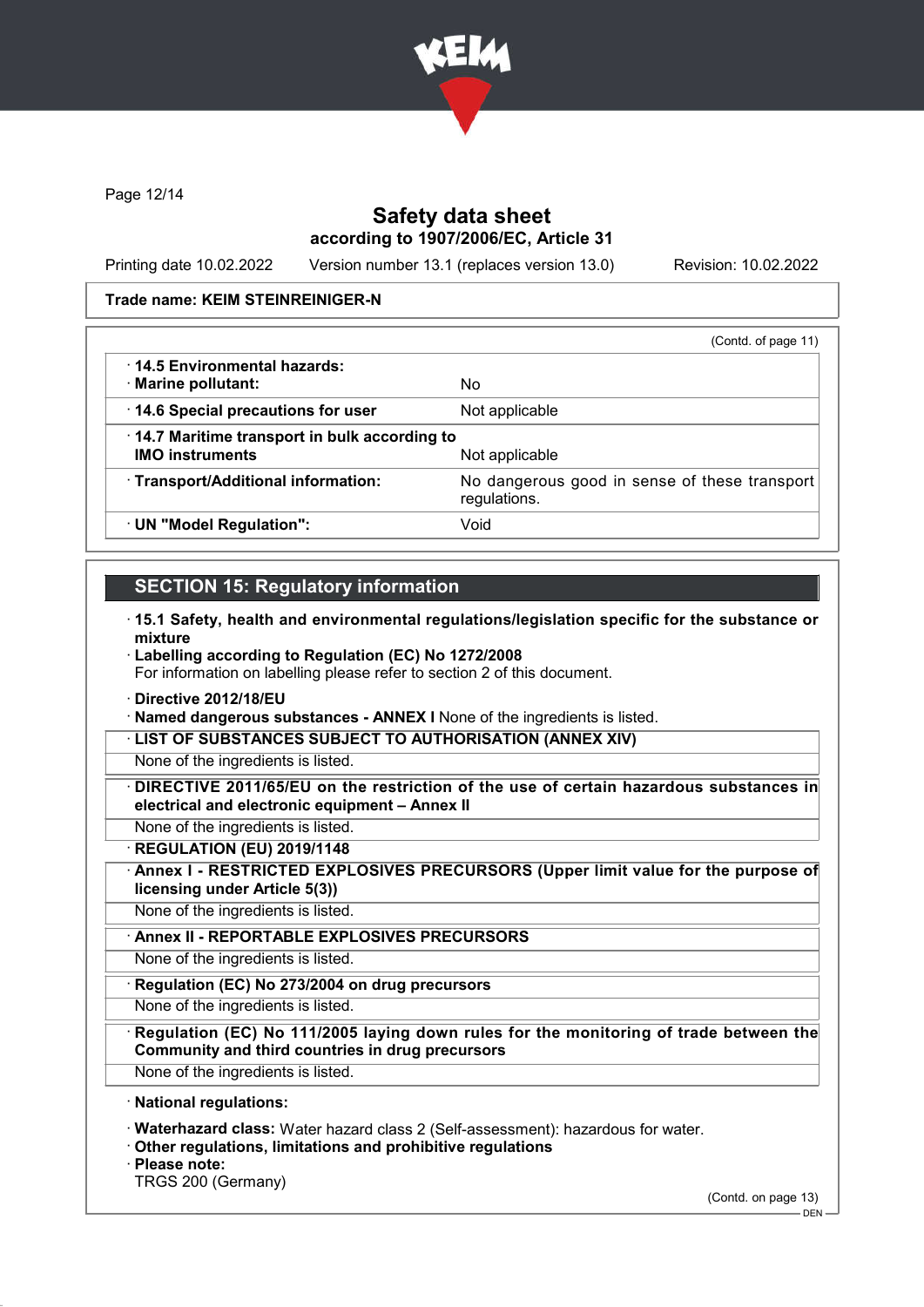**Safety data sheet**
**according to 1907/2006/EC, Article 31**

Printing date 10.02.2022 | Version number 13.1 (replaces version 13.0) | Revision: 10.02.2022

**Trade name: KEIM STEINREINIGER-N**

(Contd. of page 11)

| | |
|---|---|
| · **14.5 Environmental hazards:** · **Marine pollutant:** | No |
| · **14.6 Special precautions for user** | Not applicable |
| · **14.7 Maritime transport in bulk according to IMO instruments** | Not applicable |
| · **Transport/Additional information:** | No dangerous good in sense of these transport regulations. |
| · **UN "Model Regulation":** | Void |

## SECTION 15: Regulatory information

· **15.1 Safety, health and environmental regulations/legislation specific for the substance or mixture**

· **Labelling according to Regulation (EC) No 1272/2008**
For information on labelling please refer to section 2 of this document.

· **Directive 2012/18/EU**

· **Named dangerous substances - ANNEX I** None of the ingredients is listed.

· **LIST OF SUBSTANCES SUBJECT TO AUTHORISATION (ANNEX XIV)**
None of the ingredients is listed.

· **DIRECTIVE 2011/65/EU on the restriction of the use of certain hazardous substances in electrical and electronic equipment – Annex II**
None of the ingredients is listed.

· **REGULATION (EU) 2019/1148**

· **Annex I - RESTRICTED EXPLOSIVES PRECURSORS (Upper limit value for the purpose of licensing under Article 5(3))**
None of the ingredients is listed.

· **Annex II - REPORTABLE EXPLOSIVES PRECURSORS**
None of the ingredients is listed.

· **Regulation (EC) No 273/2004 on drug precursors**
None of the ingredients is listed.

· **Regulation (EC) No 111/2005 laying down rules for the monitoring of trade between the Community and third countries in drug precursors**
None of the ingredients is listed.

· **National regulations:**

· **Waterhazard class:** Water hazard class 2 (Self-assessment): hazardous for water.

· **Other regulations, limitations and prohibitive regulations**

· **Please note:**
TRGS 200 (Germany)

(Contd. on page 13)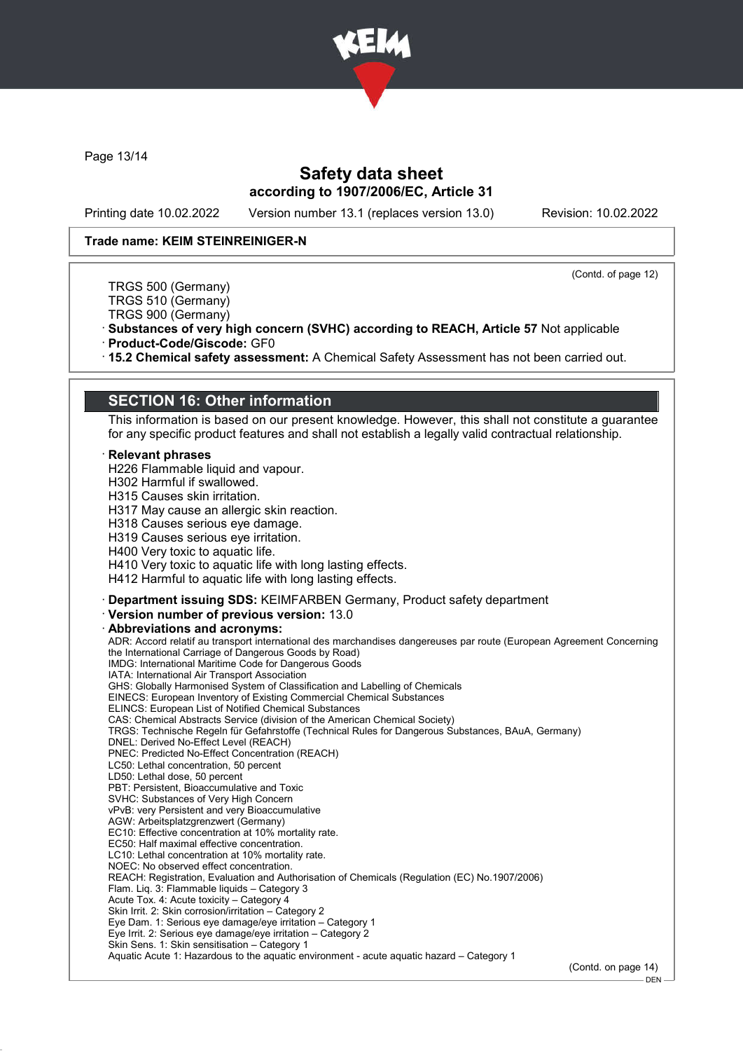Trade name: KEIM STEINREINIGER-N

(Contd. of page 12)

TRGS 500 (Germany)
TRGS 510 (Germany)
TRGS 900 (Germany)

· **Substances of very high concern (SVHC) according to REACH, Article 57** Not applicable
· **Product-Code/Giscode:** GF0
· **15.2 Chemical safety assessment:** A Chemical Safety Assessment has not been carried out.

## SECTION 16: Other information

This information is based on our present knowledge. However, this shall not constitute a guarantee for any specific product features and shall not establish a legally valid contractual relationship.

· **Relevant phrases**
H226 Flammable liquid and vapour.
H302 Harmful if swallowed.
H315 Causes skin irritation.
H317 May cause an allergic skin reaction.
H318 Causes serious eye damage.
H319 Causes serious eye irritation.
H400 Very toxic to aquatic life.
H410 Very toxic to aquatic life with long lasting effects.
H412 Harmful to aquatic life with long lasting effects.

· **Department issuing SDS:** KEIMFARBEN Germany, Product safety department
· **Version number of previous version:** 13.0
· **Abbreviations and acronyms:**
ADR: Accord relatif au transport international des marchandises dangereuses par route (European Agreement Concerning the International Carriage of Dangerous Goods by Road)
IMDG: International Maritime Code for Dangerous Goods
IATA: International Air Transport Association
GHS: Globally Harmonised System of Classification and Labelling of Chemicals
EINECS: European Inventory of Existing Commercial Chemical Substances
ELINCS: European List of Notified Chemical Substances
CAS: Chemical Abstracts Service (division of the American Chemical Society)
TRGS: Technische Regeln für Gefahrstoffe (Technical Rules for Dangerous Substances, BAuA, Germany)
DNEL: Derived No-Effect Level (REACH)
PNEC: Predicted No-Effect Concentration (REACH)
LC50: Lethal concentration, 50 percent
LD50: Lethal dose, 50 percent
PBT: Persistent, Bioaccumulative and Toxic
SVHC: Substances of Very High Concern
vPvB: very Persistent and very Bioaccumulative
AGW: Arbeitsplatzgrenzwert (Germany)
EC10: Effective concentration at 10% mortality rate.
EC50: Half maximal effective concentration.
LC10: Lethal concentration at 10% mortality rate.
NOEC: No observed effect concentration.
REACH: Registration, Evaluation and Authorisation of Chemicals (Regulation (EC) No.1907/2006)
Flam. Liq. 3: Flammable liquids – Category 3
Acute Tox. 4: Acute toxicity – Category 4
Skin Irrit. 2: Skin corrosion/irritation – Category 2
Eye Dam. 1: Serious eye damage/eye irritation – Category 1
Eye Irrit. 2: Serious eye damage/eye irritation – Category 2
Skin Sens. 1: Skin sensitisation – Category 1
Aquatic Acute 1: Hazardous to the aquatic environment - acute aquatic hazard – Category 1

(Contd. on page 14)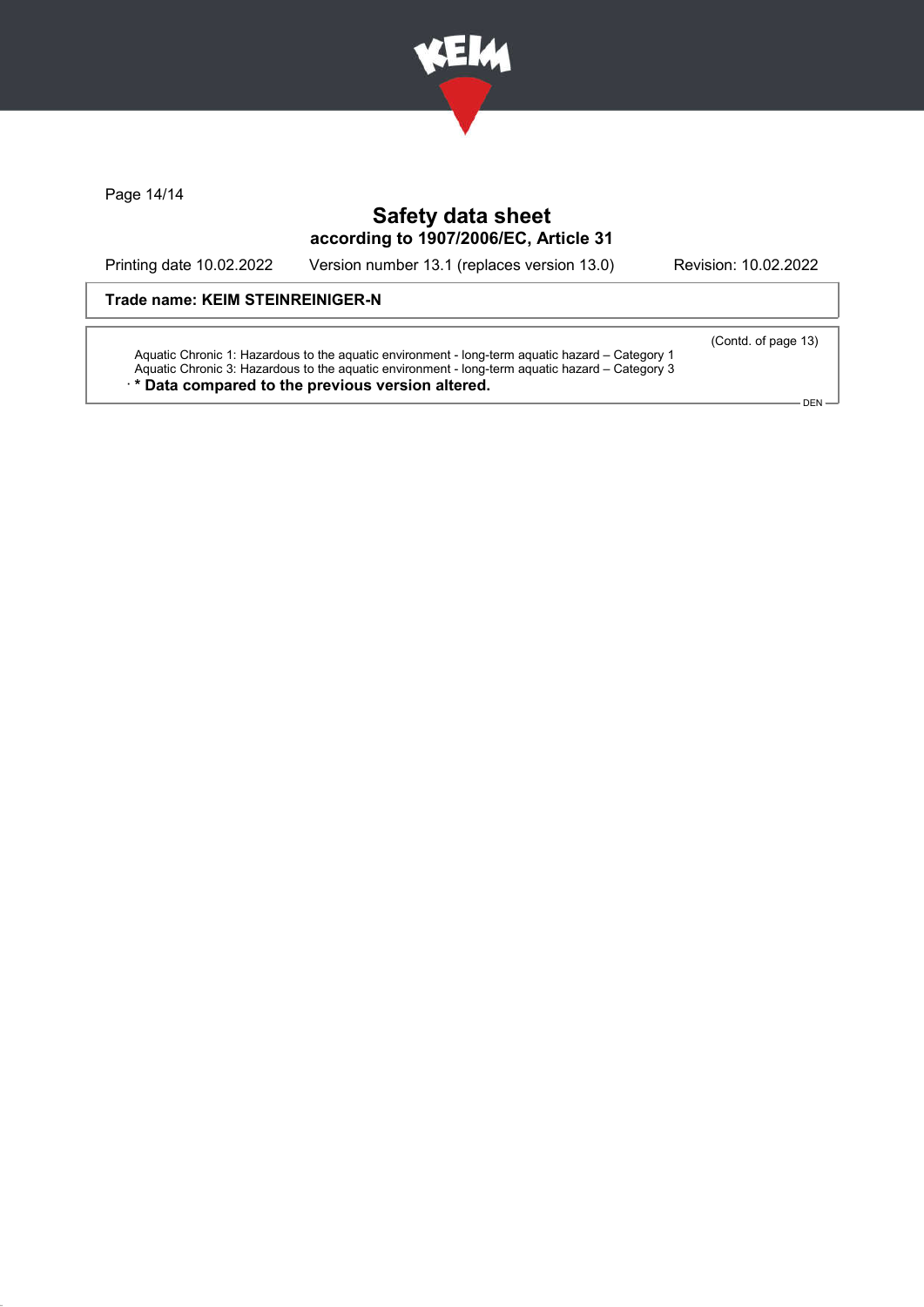**Trade name: KEIM STEINREINIGER-N**

(Contd. of page 13)

Aquatic Chronic 1: Hazardous to the aquatic environment - long-term aquatic hazard – Category 1
Aquatic Chronic 3: Hazardous to the aquatic environment - long-term aquatic hazard – Category 3

· **\* Data compared to the previous version altered.**

DEN